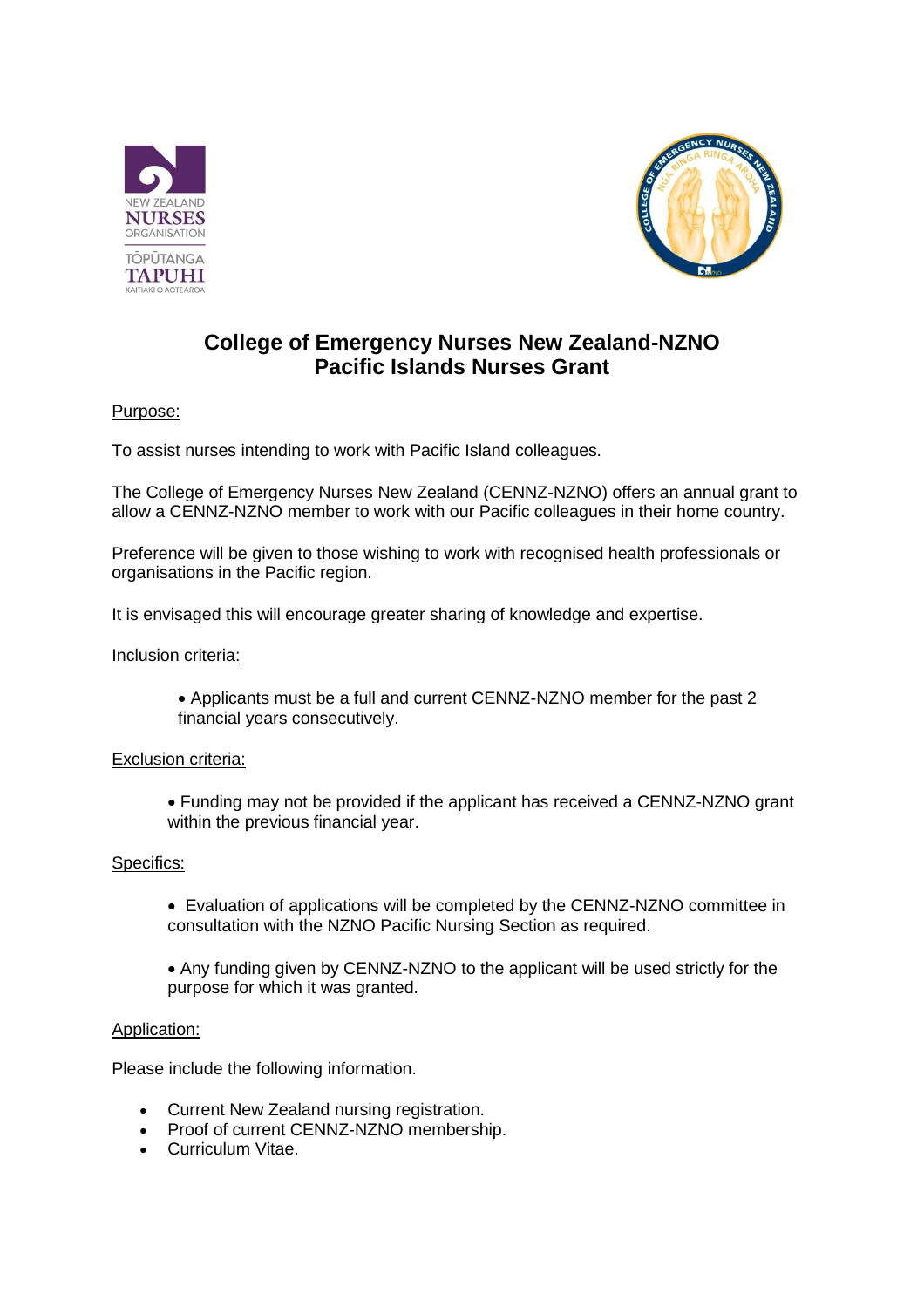# College of Emergency Nurses New Zealand-NZNO
# Pacific Islands Nurses Grant

Purpose:

To assist nurses intending to work with Pacific Island colleagues.

The College of Emergency Nurses New Zealand (CENNZ-NZNO) offers an annual grant to allow a CENNZ-NZNO member to work with our Pacific colleagues in their home country.

Preference will be given to those wishing to work with recognised health professionals or organisations in the Pacific region.

It is envisaged this will encourage greater sharing of knowledge and expertise.

Inclusion criteria:

- Applicants must be a full and current CENNZ-NZNO member for the past 2 financial years consecutively.

Exclusion criteria:

- Funding may not be provided if the applicant has received a CENNZ-NZNO grant within the previous financial year.

Specifics:

- Evaluation of applications will be completed by the CENNZ-NZNO committee in consultation with the NZNO Pacific Nursing Section as required.
- Any funding given by CENNZ-NZNO to the applicant will be used strictly for the purpose for which it was granted.

Application:

Please include the following information.

- Current New Zealand nursing registration.
- Proof of current CENNZ-NZNO membership.
- Curriculum Vitae.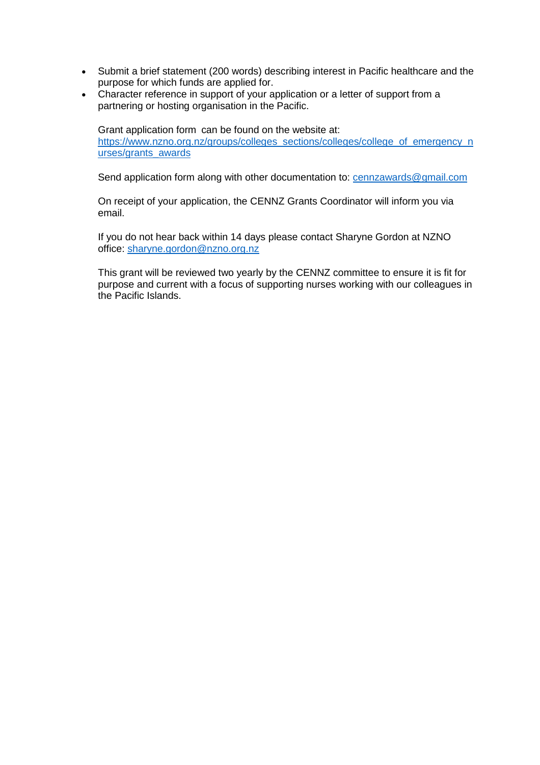- Submit a brief statement (200 words) describing interest in Pacific healthcare and the purpose for which funds are applied for.
- Character reference in support of your application or a letter of support from a partnering or hosting organisation in the Pacific.

  Grant application form can be found on the website at: https://www.nzno.org.nz/groups/colleges_sections/colleges/college_of_emergency_nurses/grants_awards

  Send application form along with other documentation to: cennzawards@gmail.com

  On receipt of your application, the CENNZ Grants Coordinator will inform you via email.

  If you do not hear back within 14 days please contact Sharyne Gordon at NZNO office: sharyne.gordon@nzno.org.nz

  This grant will be reviewed two yearly by the CENNZ committee to ensure it is fit for purpose and current with a focus of supporting nurses working with our colleagues in the Pacific Islands.